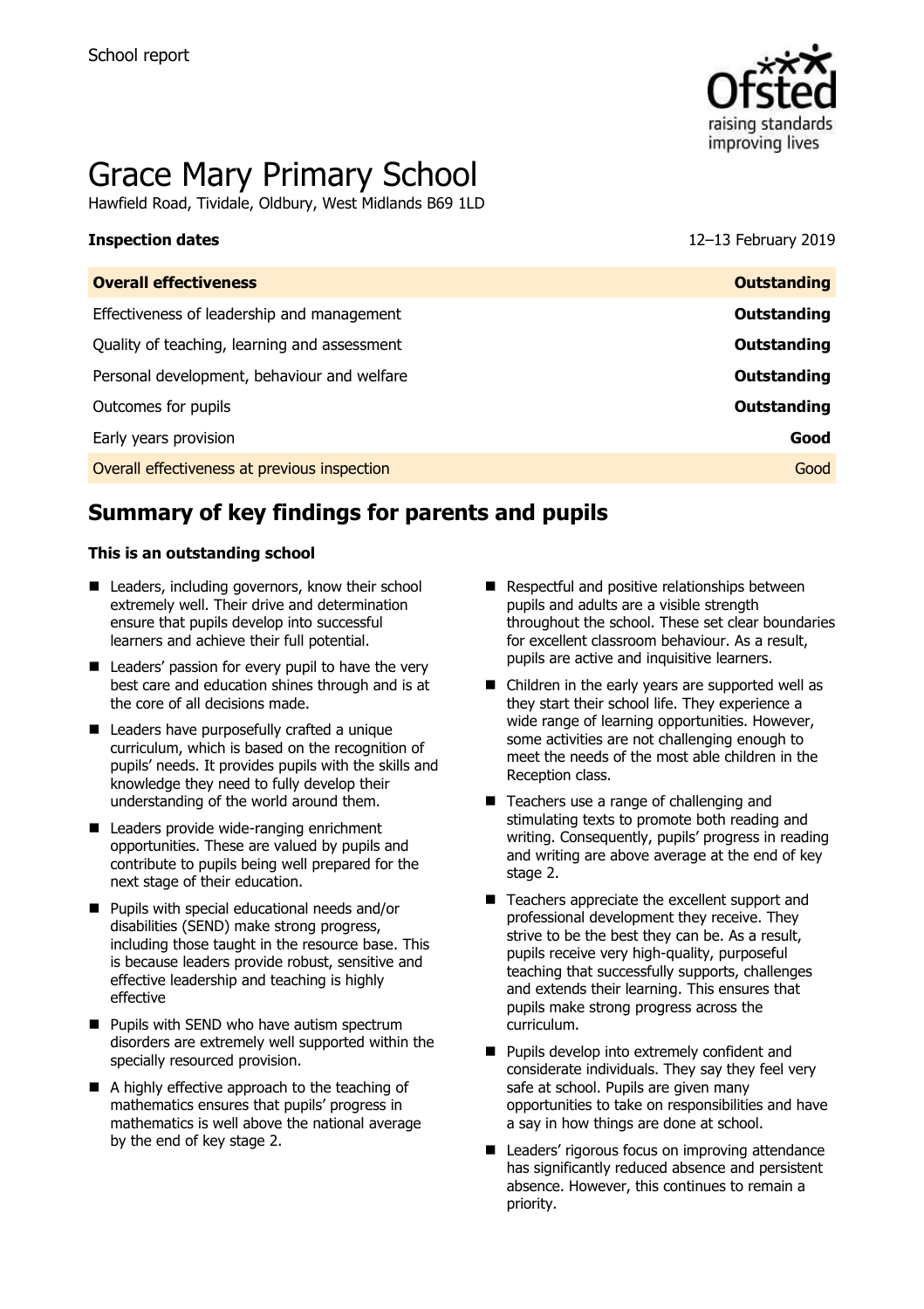School report

# Grace Mary Primary School

Hawfield Road, Tividale, Oldbury, West Midlands B69 1LD

**Inspection dates** 12–13 February 2019

| **Overall effectiveness** | **Outstanding** |
| --- | --- |
| Effectiveness of leadership and management | **Outstanding** |
| Quality of teaching, learning and assessment | **Outstanding** |
| Personal development, behaviour and welfare | **Outstanding** |
| Outcomes for pupils | **Outstanding** |
| Early years provision | **Good** |
| Overall effectiveness at previous inspection | Good |

## Summary of key findings for parents and pupils

**This is an outstanding school**

- Leaders, including governors, know their school extremely well. Their drive and determination ensure that pupils develop into successful learners and achieve their full potential.
- Leaders' passion for every pupil to have the very best care and education shines through and is at the core of all decisions made.
- Leaders have purposefully crafted a unique curriculum, which is based on the recognition of pupils' needs. It provides pupils with the skills and knowledge they need to fully develop their understanding of the world around them.
- Leaders provide wide-ranging enrichment opportunities. These are valued by pupils and contribute to pupils being well prepared for the next stage of their education.
- Pupils with special educational needs and/or disabilities (SEND) make strong progress, including those taught in the resource base. This is because leaders provide robust, sensitive and effective leadership and teaching is highly effective
- Pupils with SEND who have autism spectrum disorders are extremely well supported within the specially resourced provision.
- A highly effective approach to the teaching of mathematics ensures that pupils' progress in mathematics is well above the national average by the end of key stage 2.
- Respectful and positive relationships between pupils and adults are a visible strength throughout the school. These set clear boundaries for excellent classroom behaviour. As a result, pupils are active and inquisitive learners.
- Children in the early years are supported well as they start their school life. They experience a wide range of learning opportunities. However, some activities are not challenging enough to meet the needs of the most able children in the Reception class.
- Teachers use a range of challenging and stimulating texts to promote both reading and writing. Consequently, pupils' progress in reading and writing are above average at the end of key stage 2.
- Teachers appreciate the excellent support and professional development they receive. They strive to be the best they can be. As a result, pupils receive very high-quality, purposeful teaching that successfully supports, challenges and extends their learning. This ensures that pupils make strong progress across the curriculum.
- Pupils develop into extremely confident and considerate individuals. They say they feel very safe at school. Pupils are given many opportunities to take on responsibilities and have a say in how things are done at school.
- Leaders' rigorous focus on improving attendance has significantly reduced absence and persistent absence. However, this continues to remain a priority.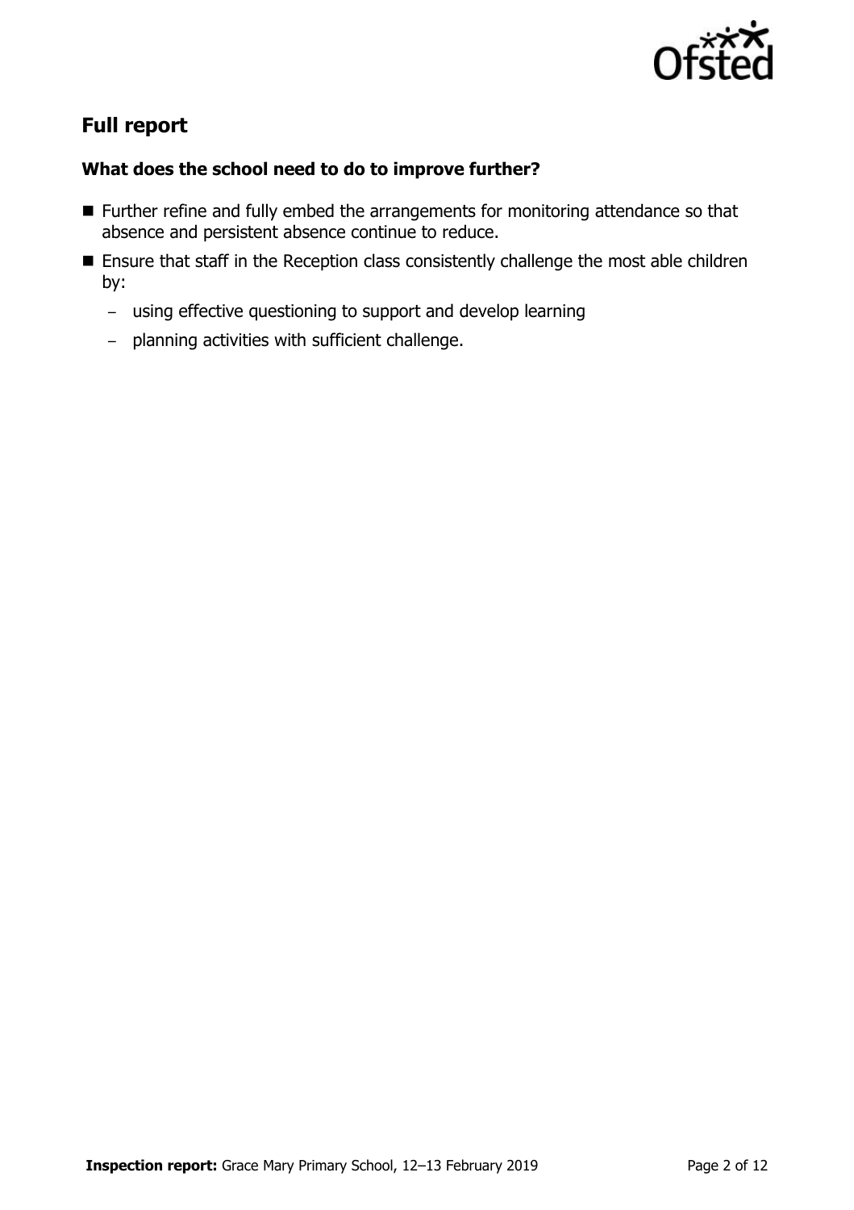## Full report

### What does the school need to do to improve further?

- Further refine and fully embed the arrangements for monitoring attendance so that absence and persistent absence continue to reduce.
- Ensure that staff in the Reception class consistently challenge the most able children by:
  - using effective questioning to support and develop learning
  - planning activities with sufficient challenge.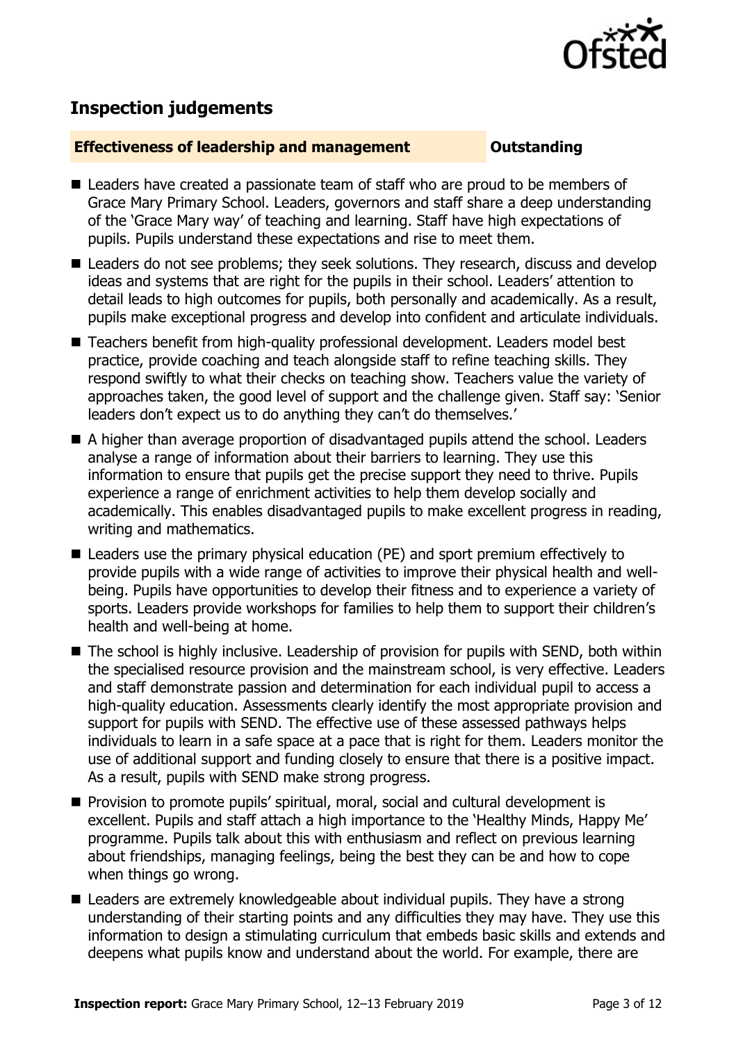## Inspection judgements

**Effectiveness of leadership and management** **Outstanding**

- Leaders have created a passionate team of staff who are proud to be members of Grace Mary Primary School. Leaders, governors and staff share a deep understanding of the 'Grace Mary way' of teaching and learning. Staff have high expectations of pupils. Pupils understand these expectations and rise to meet them.
- Leaders do not see problems; they seek solutions. They research, discuss and develop ideas and systems that are right for the pupils in their school. Leaders' attention to detail leads to high outcomes for pupils, both personally and academically. As a result, pupils make exceptional progress and develop into confident and articulate individuals.
- Teachers benefit from high-quality professional development. Leaders model best practice, provide coaching and teach alongside staff to refine teaching skills. They respond swiftly to what their checks on teaching show. Teachers value the variety of approaches taken, the good level of support and the challenge given. Staff say: 'Senior leaders don't expect us to do anything they can't do themselves.'
- A higher than average proportion of disadvantaged pupils attend the school. Leaders analyse a range of information about their barriers to learning. They use this information to ensure that pupils get the precise support they need to thrive. Pupils experience a range of enrichment activities to help them develop socially and academically. This enables disadvantaged pupils to make excellent progress in reading, writing and mathematics.
- Leaders use the primary physical education (PE) and sport premium effectively to provide pupils with a wide range of activities to improve their physical health and well-being. Pupils have opportunities to develop their fitness and to experience a variety of sports. Leaders provide workshops for families to help them to support their children's health and well-being at home.
- The school is highly inclusive. Leadership of provision for pupils with SEND, both within the specialised resource provision and the mainstream school, is very effective. Leaders and staff demonstrate passion and determination for each individual pupil to access a high-quality education. Assessments clearly identify the most appropriate provision and support for pupils with SEND. The effective use of these assessed pathways helps individuals to learn in a safe space at a pace that is right for them. Leaders monitor the use of additional support and funding closely to ensure that there is a positive impact. As a result, pupils with SEND make strong progress.
- Provision to promote pupils' spiritual, moral, social and cultural development is excellent. Pupils and staff attach a high importance to the 'Healthy Minds, Happy Me' programme. Pupils talk about this with enthusiasm and reflect on previous learning about friendships, managing feelings, being the best they can be and how to cope when things go wrong.
- Leaders are extremely knowledgeable about individual pupils. They have a strong understanding of their starting points and any difficulties they may have. They use this information to design a stimulating curriculum that embeds basic skills and extends and deepens what pupils know and understand about the world. For example, there are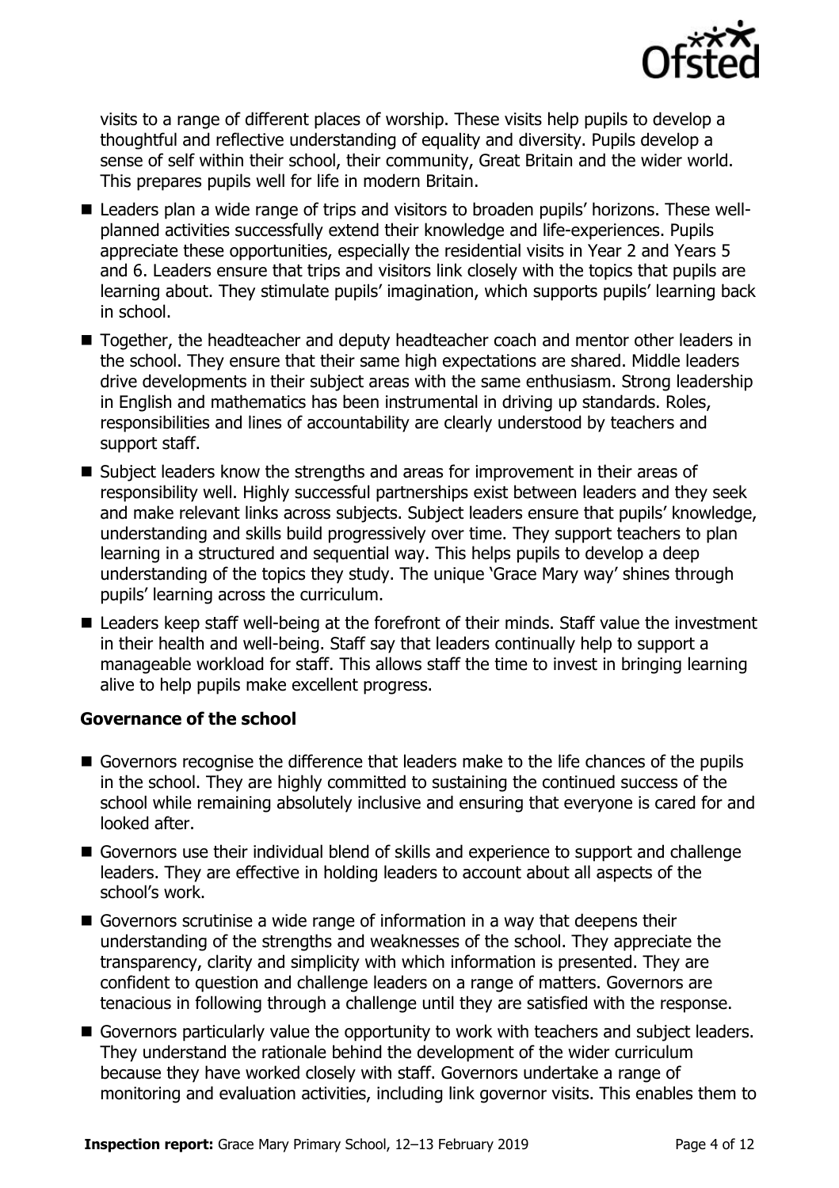visits to a range of different places of worship. These visits help pupils to develop a thoughtful and reflective understanding of equality and diversity. Pupils develop a sense of self within their school, their community, Great Britain and the wider world. This prepares pupils well for life in modern Britain.

- Leaders plan a wide range of trips and visitors to broaden pupils' horizons. These well-planned activities successfully extend their knowledge and life-experiences. Pupils appreciate these opportunities, especially the residential visits in Year 2 and Years 5 and 6. Leaders ensure that trips and visitors link closely with the topics that pupils are learning about. They stimulate pupils' imagination, which supports pupils' learning back in school.
- Together, the headteacher and deputy headteacher coach and mentor other leaders in the school. They ensure that their same high expectations are shared. Middle leaders drive developments in their subject areas with the same enthusiasm. Strong leadership in English and mathematics has been instrumental in driving up standards. Roles, responsibilities and lines of accountability are clearly understood by teachers and support staff.
- Subject leaders know the strengths and areas for improvement in their areas of responsibility well. Highly successful partnerships exist between leaders and they seek and make relevant links across subjects. Subject leaders ensure that pupils' knowledge, understanding and skills build progressively over time. They support teachers to plan learning in a structured and sequential way. This helps pupils to develop a deep understanding of the topics they study. The unique 'Grace Mary way' shines through pupils' learning across the curriculum.
- Leaders keep staff well-being at the forefront of their minds. Staff value the investment in their health and well-being. Staff say that leaders continually help to support a manageable workload for staff. This allows staff the time to invest in bringing learning alive to help pupils make excellent progress.

### Governance of the school

- Governors recognise the difference that leaders make to the life chances of the pupils in the school. They are highly committed to sustaining the continued success of the school while remaining absolutely inclusive and ensuring that everyone is cared for and looked after.
- Governors use their individual blend of skills and experience to support and challenge leaders. They are effective in holding leaders to account about all aspects of the school's work.
- Governors scrutinise a wide range of information in a way that deepens their understanding of the strengths and weaknesses of the school. They appreciate the transparency, clarity and simplicity with which information is presented. They are confident to question and challenge leaders on a range of matters. Governors are tenacious in following through a challenge until they are satisfied with the response.
- Governors particularly value the opportunity to work with teachers and subject leaders. They understand the rationale behind the development of the wider curriculum because they have worked closely with staff. Governors undertake a range of monitoring and evaluation activities, including link governor visits. This enables them to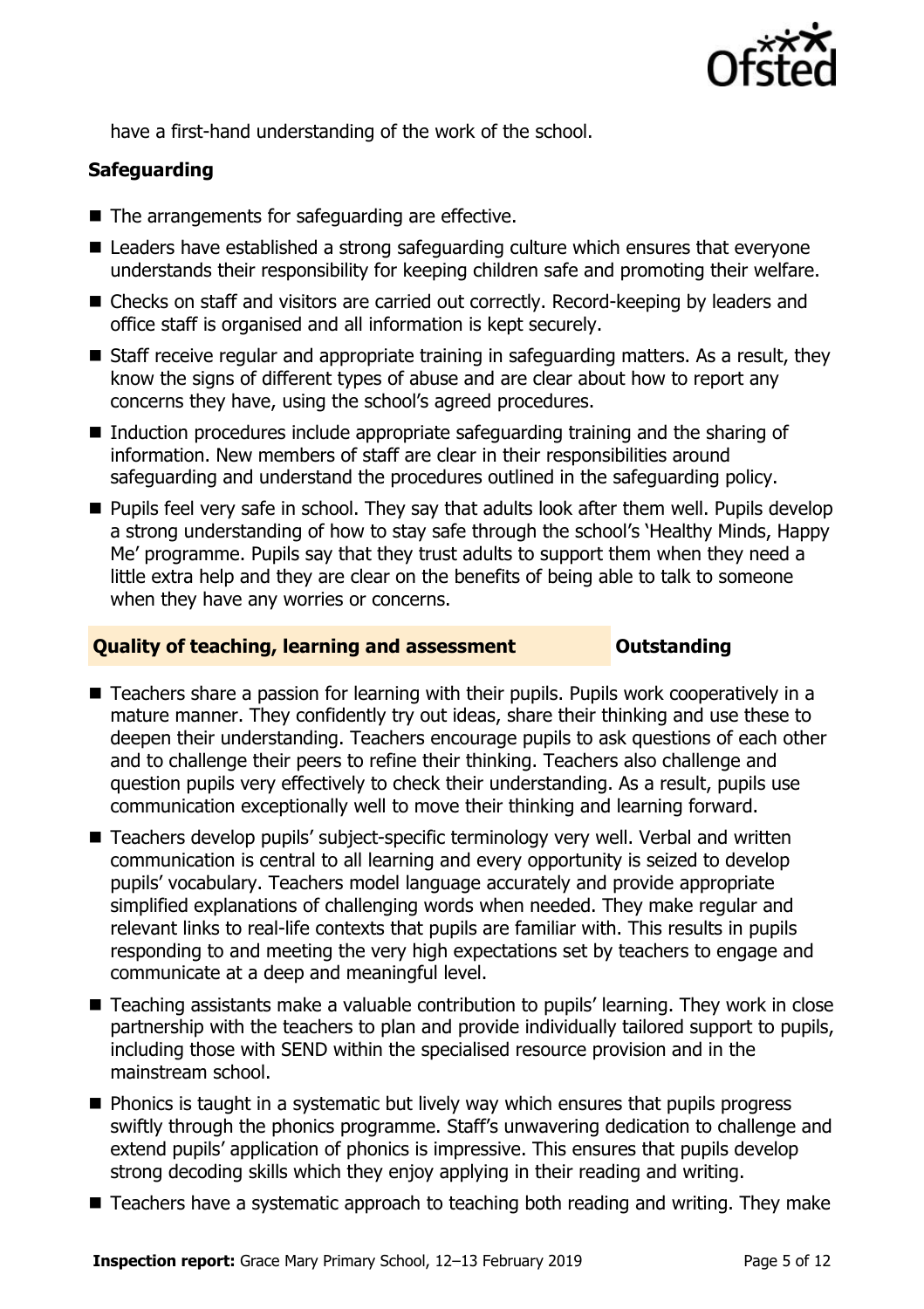have a first-hand understanding of the work of the school.

### Safeguarding

- The arrangements for safeguarding are effective.
- Leaders have established a strong safeguarding culture which ensures that everyone understands their responsibility for keeping children safe and promoting their welfare.
- Checks on staff and visitors are carried out correctly. Record-keeping by leaders and office staff is organised and all information is kept securely.
- Staff receive regular and appropriate training in safeguarding matters. As a result, they know the signs of different types of abuse and are clear about how to report any concerns they have, using the school's agreed procedures.
- Induction procedures include appropriate safeguarding training and the sharing of information. New members of staff are clear in their responsibilities around safeguarding and understand the procedures outlined in the safeguarding policy.
- Pupils feel very safe in school. They say that adults look after them well. Pupils develop a strong understanding of how to stay safe through the school's 'Healthy Minds, Happy Me' programme. Pupils say that they trust adults to support them when they need a little extra help and they are clear on the benefits of being able to talk to someone when they have any worries or concerns.

### Quality of teaching, learning and assessment — Outstanding

- Teachers share a passion for learning with their pupils. Pupils work cooperatively in a mature manner. They confidently try out ideas, share their thinking and use these to deepen their understanding. Teachers encourage pupils to ask questions of each other and to challenge their peers to refine their thinking. Teachers also challenge and question pupils very effectively to check their understanding. As a result, pupils use communication exceptionally well to move their thinking and learning forward.
- Teachers develop pupils' subject-specific terminology very well. Verbal and written communication is central to all learning and every opportunity is seized to develop pupils' vocabulary. Teachers model language accurately and provide appropriate simplified explanations of challenging words when needed. They make regular and relevant links to real-life contexts that pupils are familiar with. This results in pupils responding to and meeting the very high expectations set by teachers to engage and communicate at a deep and meaningful level.
- Teaching assistants make a valuable contribution to pupils' learning. They work in close partnership with the teachers to plan and provide individually tailored support to pupils, including those with SEND within the specialised resource provision and in the mainstream school.
- Phonics is taught in a systematic but lively way which ensures that pupils progress swiftly through the phonics programme. Staff's unwavering dedication to challenge and extend pupils' application of phonics is impressive. This ensures that pupils develop strong decoding skills which they enjoy applying in their reading and writing.
- Teachers have a systematic approach to teaching both reading and writing. They make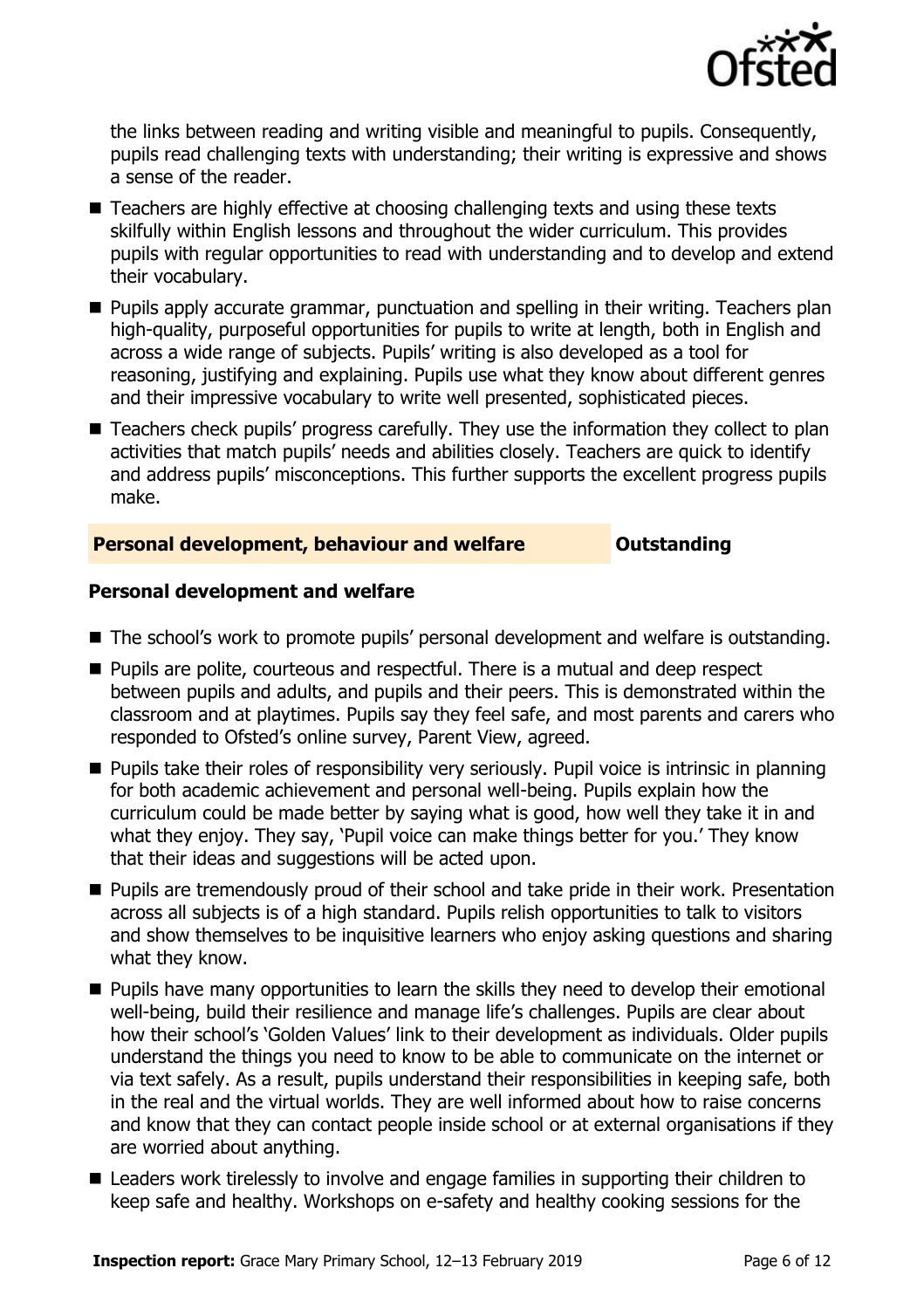the links between reading and writing visible and meaningful to pupils. Consequently, pupils read challenging texts with understanding; their writing is expressive and shows a sense of the reader.

- Teachers are highly effective at choosing challenging texts and using these texts skilfully within English lessons and throughout the wider curriculum. This provides pupils with regular opportunities to read with understanding and to develop and extend their vocabulary.
- Pupils apply accurate grammar, punctuation and spelling in their writing. Teachers plan high-quality, purposeful opportunities for pupils to write at length, both in English and across a wide range of subjects. Pupils' writing is also developed as a tool for reasoning, justifying and explaining. Pupils use what they know about different genres and their impressive vocabulary to write well presented, sophisticated pieces.
- Teachers check pupils' progress carefully. They use the information they collect to plan activities that match pupils' needs and abilities closely. Teachers are quick to identify and address pupils' misconceptions. This further supports the excellent progress pupils make.

## Personal development, behaviour and welfare — Outstanding

### Personal development and welfare

- The school's work to promote pupils' personal development and welfare is outstanding.
- Pupils are polite, courteous and respectful. There is a mutual and deep respect between pupils and adults, and pupils and their peers. This is demonstrated within the classroom and at playtimes. Pupils say they feel safe, and most parents and carers who responded to Ofsted's online survey, Parent View, agreed.
- Pupils take their roles of responsibility very seriously. Pupil voice is intrinsic in planning for both academic achievement and personal well-being. Pupils explain how the curriculum could be made better by saying what is good, how well they take it in and what they enjoy. They say, 'Pupil voice can make things better for you.' They know that their ideas and suggestions will be acted upon.
- Pupils are tremendously proud of their school and take pride in their work. Presentation across all subjects is of a high standard. Pupils relish opportunities to talk to visitors and show themselves to be inquisitive learners who enjoy asking questions and sharing what they know.
- Pupils have many opportunities to learn the skills they need to develop their emotional well-being, build their resilience and manage life's challenges. Pupils are clear about how their school's 'Golden Values' link to their development as individuals. Older pupils understand the things you need to know to be able to communicate on the internet or via text safely. As a result, pupils understand their responsibilities in keeping safe, both in the real and the virtual worlds. They are well informed about how to raise concerns and know that they can contact people inside school or at external organisations if they are worried about anything.
- Leaders work tirelessly to involve and engage families in supporting their children to keep safe and healthy. Workshops on e-safety and healthy cooking sessions for the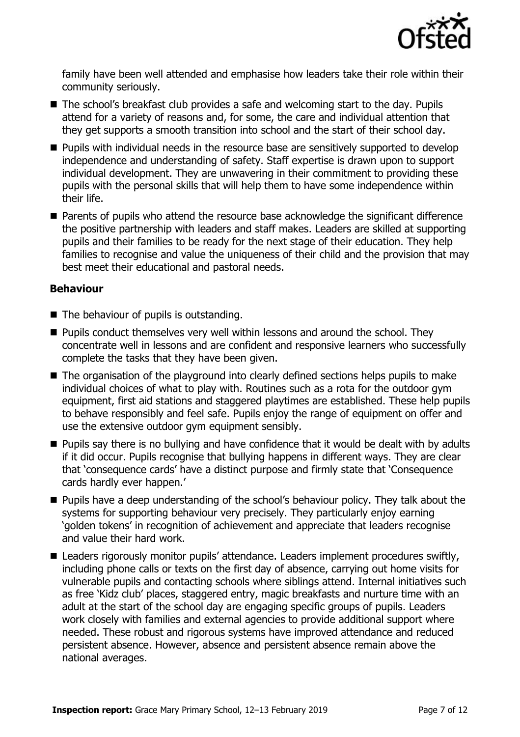family have been well attended and emphasise how leaders take their role within their community seriously.

- The school's breakfast club provides a safe and welcoming start to the day. Pupils attend for a variety of reasons and, for some, the care and individual attention that they get supports a smooth transition into school and the start of their school day.
- Pupils with individual needs in the resource base are sensitively supported to develop independence and understanding of safety. Staff expertise is drawn upon to support individual development. They are unwavering in their commitment to providing these pupils with the personal skills that will help them to have some independence within their life.
- Parents of pupils who attend the resource base acknowledge the significant difference the positive partnership with leaders and staff makes. Leaders are skilled at supporting pupils and their families to be ready for the next stage of their education. They help families to recognise and value the uniqueness of their child and the provision that may best meet their educational and pastoral needs.

**Behaviour**

- The behaviour of pupils is outstanding.
- Pupils conduct themselves very well within lessons and around the school. They concentrate well in lessons and are confident and responsive learners who successfully complete the tasks that they have been given.
- The organisation of the playground into clearly defined sections helps pupils to make individual choices of what to play with. Routines such as a rota for the outdoor gym equipment, first aid stations and staggered playtimes are established. These help pupils to behave responsibly and feel safe. Pupils enjoy the range of equipment on offer and use the extensive outdoor gym equipment sensibly.
- Pupils say there is no bullying and have confidence that it would be dealt with by adults if it did occur. Pupils recognise that bullying happens in different ways. They are clear that 'consequence cards' have a distinct purpose and firmly state that 'Consequence cards hardly ever happen.'
- Pupils have a deep understanding of the school's behaviour policy. They talk about the systems for supporting behaviour very precisely. They particularly enjoy earning 'golden tokens' in recognition of achievement and appreciate that leaders recognise and value their hard work.
- Leaders rigorously monitor pupils' attendance. Leaders implement procedures swiftly, including phone calls or texts on the first day of absence, carrying out home visits for vulnerable pupils and contacting schools where siblings attend. Internal initiatives such as free 'Kidz club' places, staggered entry, magic breakfasts and nurture time with an adult at the start of the school day are engaging specific groups of pupils. Leaders work closely with families and external agencies to provide additional support where needed. These robust and rigorous systems have improved attendance and reduced persistent absence. However, absence and persistent absence remain above the national averages.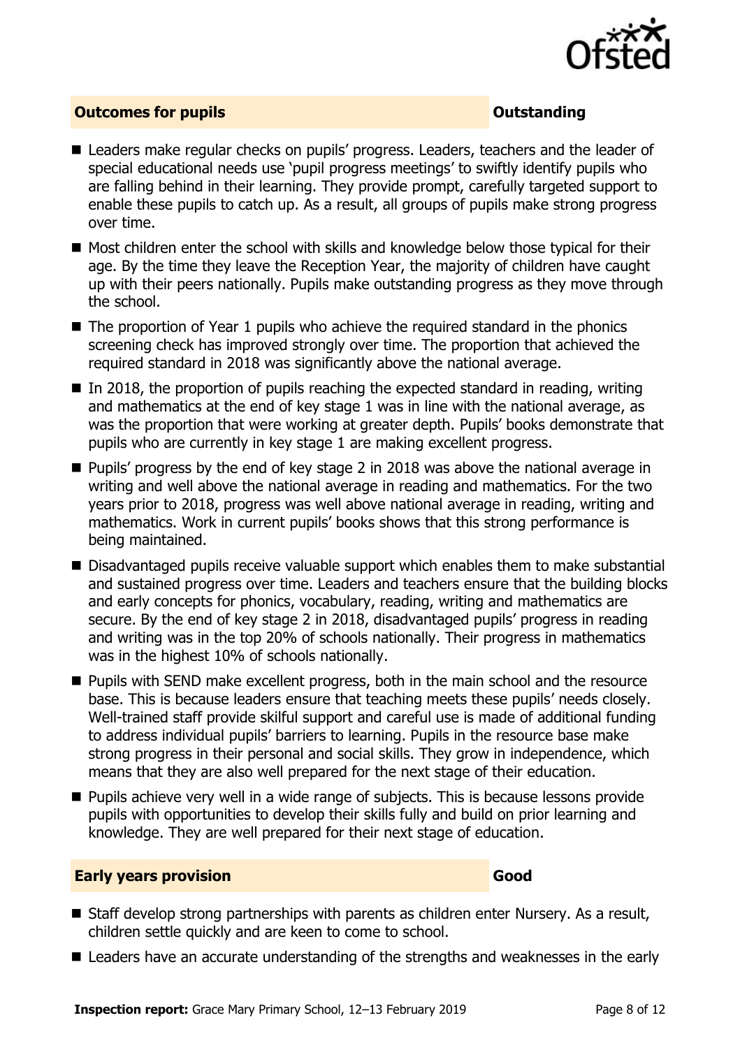## Outcomes for pupils — Outstanding

- Leaders make regular checks on pupils' progress. Leaders, teachers and the leader of special educational needs use 'pupil progress meetings' to swiftly identify pupils who are falling behind in their learning. They provide prompt, carefully targeted support to enable these pupils to catch up. As a result, all groups of pupils make strong progress over time.
- Most children enter the school with skills and knowledge below those typical for their age. By the time they leave the Reception Year, the majority of children have caught up with their peers nationally. Pupils make outstanding progress as they move through the school.
- The proportion of Year 1 pupils who achieve the required standard in the phonics screening check has improved strongly over time. The proportion that achieved the required standard in 2018 was significantly above the national average.
- In 2018, the proportion of pupils reaching the expected standard in reading, writing and mathematics at the end of key stage 1 was in line with the national average, as was the proportion that were working at greater depth. Pupils' books demonstrate that pupils who are currently in key stage 1 are making excellent progress.
- Pupils' progress by the end of key stage 2 in 2018 was above the national average in writing and well above the national average in reading and mathematics. For the two years prior to 2018, progress was well above national average in reading, writing and mathematics. Work in current pupils' books shows that this strong performance is being maintained.
- Disadvantaged pupils receive valuable support which enables them to make substantial and sustained progress over time. Leaders and teachers ensure that the building blocks and early concepts for phonics, vocabulary, reading, writing and mathematics are secure. By the end of key stage 2 in 2018, disadvantaged pupils' progress in reading and writing was in the top 20% of schools nationally. Their progress in mathematics was in the highest 10% of schools nationally.
- Pupils with SEND make excellent progress, both in the main school and the resource base. This is because leaders ensure that teaching meets these pupils' needs closely. Well-trained staff provide skilful support and careful use is made of additional funding to address individual pupils' barriers to learning. Pupils in the resource base make strong progress in their personal and social skills. They grow in independence, which means that they are also well prepared for the next stage of their education.
- Pupils achieve very well in a wide range of subjects. This is because lessons provide pupils with opportunities to develop their skills fully and build on prior learning and knowledge. They are well prepared for their next stage of education.

## Early years provision — Good

- Staff develop strong partnerships with parents as children enter Nursery. As a result, children settle quickly and are keen to come to school.
- Leaders have an accurate understanding of the strengths and weaknesses in the early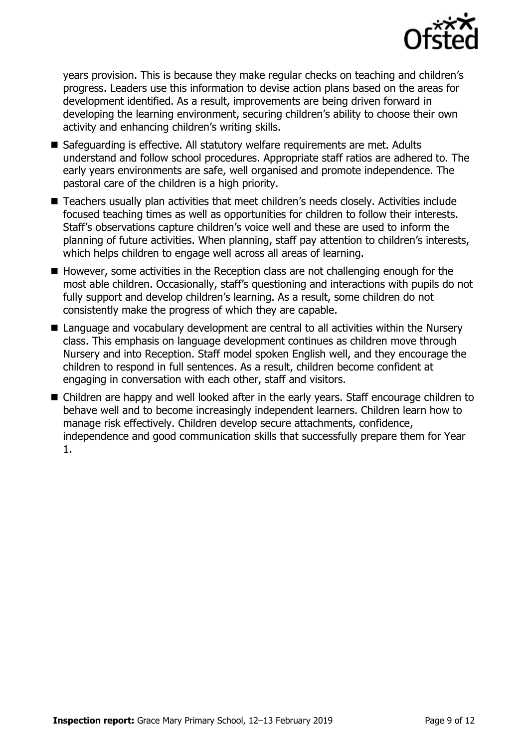years provision. This is because they make regular checks on teaching and children's progress. Leaders use this information to devise action plans based on the areas for development identified. As a result, improvements are being driven forward in developing the learning environment, securing children's ability to choose their own activity and enhancing children's writing skills.

- Safeguarding is effective. All statutory welfare requirements are met. Adults understand and follow school procedures. Appropriate staff ratios are adhered to. The early years environments are safe, well organised and promote independence. The pastoral care of the children is a high priority.
- Teachers usually plan activities that meet children's needs closely. Activities include focused teaching times as well as opportunities for children to follow their interests. Staff's observations capture children's voice well and these are used to inform the planning of future activities. When planning, staff pay attention to children's interests, which helps children to engage well across all areas of learning.
- However, some activities in the Reception class are not challenging enough for the most able children. Occasionally, staff's questioning and interactions with pupils do not fully support and develop children's learning. As a result, some children do not consistently make the progress of which they are capable.
- Language and vocabulary development are central to all activities within the Nursery class. This emphasis on language development continues as children move through Nursery and into Reception. Staff model spoken English well, and they encourage the children to respond in full sentences. As a result, children become confident at engaging in conversation with each other, staff and visitors.
- Children are happy and well looked after in the early years. Staff encourage children to behave well and to become increasingly independent learners. Children learn how to manage risk effectively. Children develop secure attachments, confidence, independence and good communication skills that successfully prepare them for Year 1.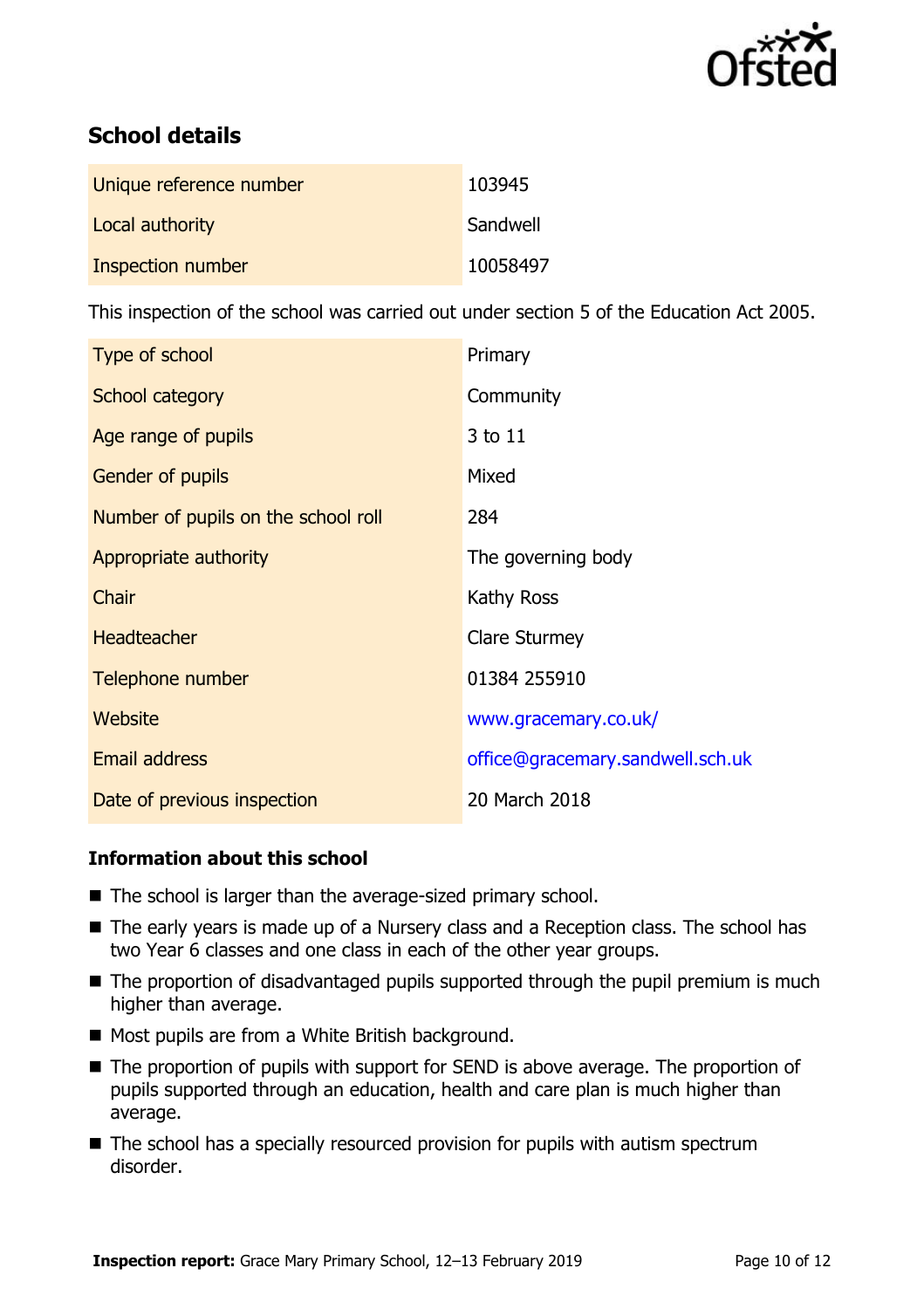## School details

| | |
|---|---|
| Unique reference number | 103945 |
| Local authority | Sandwell |
| Inspection number | 10058497 |

This inspection of the school was carried out under section 5 of the Education Act 2005.

| | |
|---|---|
| Type of school | Primary |
| School category | Community |
| Age range of pupils | 3 to 11 |
| Gender of pupils | Mixed |
| Number of pupils on the school roll | 284 |
| Appropriate authority | The governing body |
| Chair | Kathy Ross |
| Headteacher | Clare Sturmey |
| Telephone number | 01384 255910 |
| Website | www.gracemary.co.uk/ |
| Email address | office@gracemary.sandwell.sch.uk |
| Date of previous inspection | 20 March 2018 |

### Information about this school

- The school is larger than the average-sized primary school.
- The early years is made up of a Nursery class and a Reception class. The school has two Year 6 classes and one class in each of the other year groups.
- The proportion of disadvantaged pupils supported through the pupil premium is much higher than average.
- Most pupils are from a White British background.
- The proportion of pupils with support for SEND is above average. The proportion of pupils supported through an education, health and care plan is much higher than average.
- The school has a specially resourced provision for pupils with autism spectrum disorder.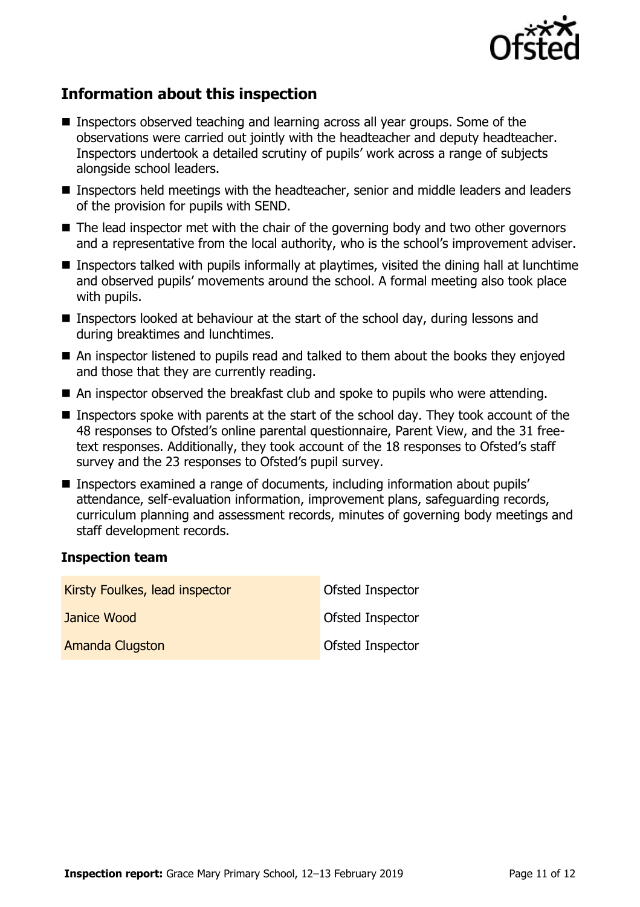## Information about this inspection

- Inspectors observed teaching and learning across all year groups. Some of the observations were carried out jointly with the headteacher and deputy headteacher. Inspectors undertook a detailed scrutiny of pupils' work across a range of subjects alongside school leaders.
- Inspectors held meetings with the headteacher, senior and middle leaders and leaders of the provision for pupils with SEND.
- The lead inspector met with the chair of the governing body and two other governors and a representative from the local authority, who is the school's improvement adviser.
- Inspectors talked with pupils informally at playtimes, visited the dining hall at lunchtime and observed pupils' movements around the school. A formal meeting also took place with pupils.
- Inspectors looked at behaviour at the start of the school day, during lessons and during breaktimes and lunchtimes.
- An inspector listened to pupils read and talked to them about the books they enjoyed and those that they are currently reading.
- An inspector observed the breakfast club and spoke to pupils who were attending.
- Inspectors spoke with parents at the start of the school day. They took account of the 48 responses to Ofsted's online parental questionnaire, Parent View, and the 31 free-text responses. Additionally, they took account of the 18 responses to Ofsted's staff survey and the 23 responses to Ofsted's pupil survey.
- Inspectors examined a range of documents, including information about pupils' attendance, self-evaluation information, improvement plans, safeguarding records, curriculum planning and assessment records, minutes of governing body meetings and staff development records.

### Inspection team

| | |
|---|---|
| Kirsty Foulkes, lead inspector | Ofsted Inspector |
| Janice Wood | Ofsted Inspector |
| Amanda Clugston | Ofsted Inspector |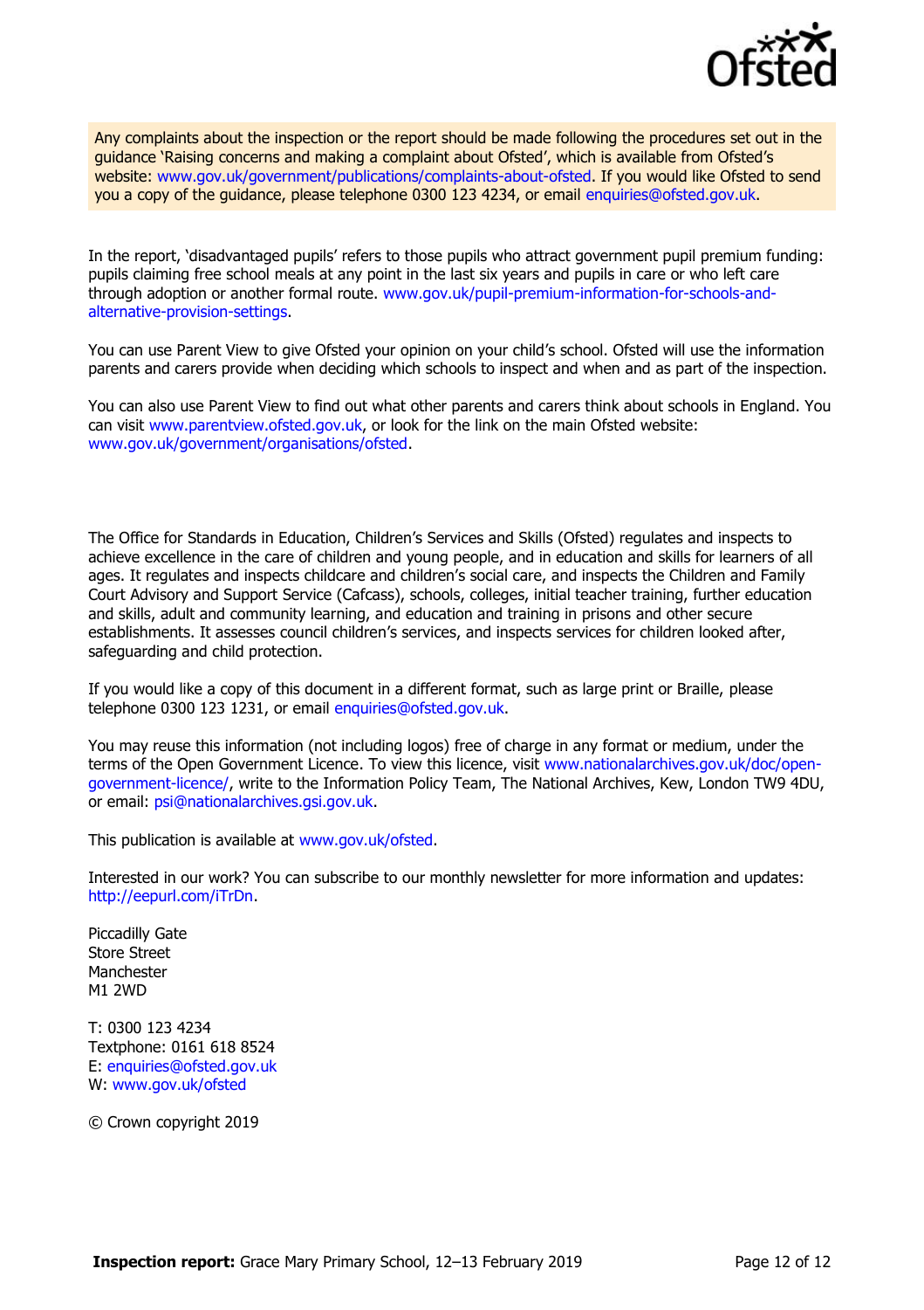Any complaints about the inspection or the report should be made following the procedures set out in the guidance 'Raising concerns and making a complaint about Ofsted', which is available from Ofsted's website: www.gov.uk/government/publications/complaints-about-ofsted. If you would like Ofsted to send you a copy of the guidance, please telephone 0300 123 4234, or email enquiries@ofsted.gov.uk.

In the report, 'disadvantaged pupils' refers to those pupils who attract government pupil premium funding: pupils claiming free school meals at any point in the last six years and pupils in care or who left care through adoption or another formal route. www.gov.uk/pupil-premium-information-for-schools-and-alternative-provision-settings.

You can use Parent View to give Ofsted your opinion on your child's school. Ofsted will use the information parents and carers provide when deciding which schools to inspect and when and as part of the inspection.

You can also use Parent View to find out what other parents and carers think about schools in England. You can visit www.parentview.ofsted.gov.uk, or look for the link on the main Ofsted website: www.gov.uk/government/organisations/ofsted.

The Office for Standards in Education, Children's Services and Skills (Ofsted) regulates and inspects to achieve excellence in the care of children and young people, and in education and skills for learners of all ages. It regulates and inspects childcare and children's social care, and inspects the Children and Family Court Advisory and Support Service (Cafcass), schools, colleges, initial teacher training, further education and skills, adult and community learning, and education and training in prisons and other secure establishments. It assesses council children's services, and inspects services for children looked after, safeguarding and child protection.

If you would like a copy of this document in a different format, such as large print or Braille, please telephone 0300 123 1231, or email enquiries@ofsted.gov.uk.

You may reuse this information (not including logos) free of charge in any format or medium, under the terms of the Open Government Licence. To view this licence, visit www.nationalarchives.gov.uk/doc/open-government-licence/, write to the Information Policy Team, The National Archives, Kew, London TW9 4DU, or email: psi@nationalarchives.gsi.gov.uk.

This publication is available at www.gov.uk/ofsted.

Interested in our work? You can subscribe to our monthly newsletter for more information and updates: http://eepurl.com/iTrDn.

Piccadilly Gate
Store Street
Manchester
M1 2WD

T: 0300 123 4234
Textphone: 0161 618 8524
E: enquiries@ofsted.gov.uk
W: www.gov.uk/ofsted

© Crown copyright 2019